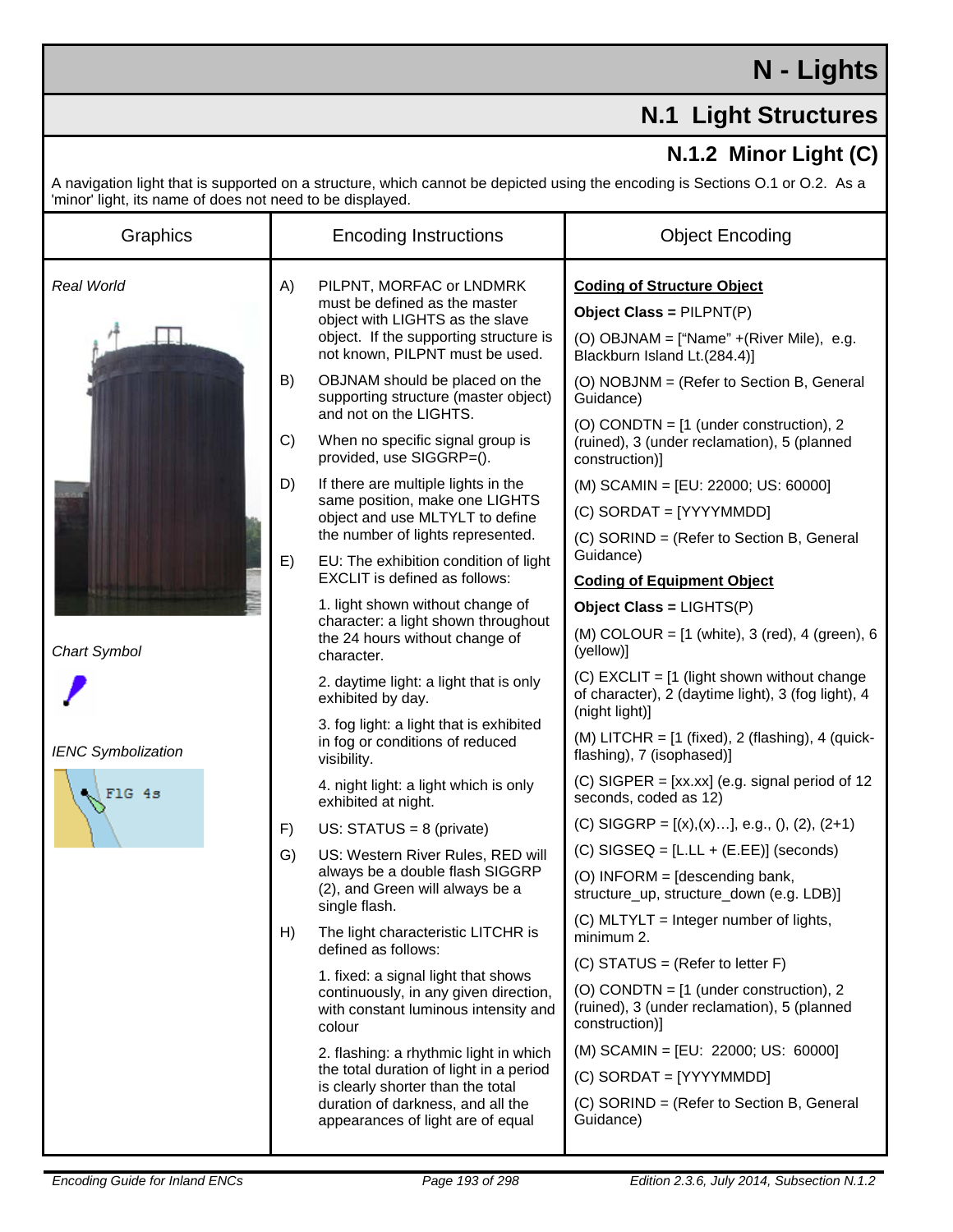# N - Lights

## N.1 Light Structures

### N.1.2 Minor Light (C)

A navigation light that is supported on a structure, which cannot be depicted using the encoding is Sections O.1 or O.2. As a 'minor' light, its name of does not need to be displayed.

| Graphics | Encoding Instructions | Object Encoding |
|---|---|---|
| *Real World*<br><br>*Chart Symbol*<br><br>*IENC Symbolization*<br>FlG 4s | A) PILPNT, MORFAC or LNDMRK must be defined as the master object with LIGHTS as the slave object. If the supporting structure is not known, PILPNT must be used.<br><br>B) OBJNAM should be placed on the supporting structure (master object) and not on the LIGHTS.<br><br>C) When no specific signal group is provided, use SIGGRP=().<br><br>D) If there are multiple lights in the same position, make one LIGHTS object and use MLTYLT to define the number of lights represented.<br><br>E) EU: The exhibition condition of light EXCLIT is defined as follows:<br>1. light shown without change of character: a light shown throughout the 24 hours without change of character.<br>2. daytime light: a light that is only exhibited by day.<br>3. fog light: a light that is exhibited in fog or conditions of reduced visibility.<br>4. night light: a light which is only exhibited at night.<br><br>F) US: STATUS = 8 (private)<br><br>G) US: Western River Rules, RED will always be a double flash SIGGRP (2), and Green will always be a single flash.<br><br>H) The light characteristic LITCHR is defined as follows:<br>1. fixed: a signal light that shows continuously, in any given direction, with constant luminous intensity and colour<br>2. flashing: a rhythmic light in which the total duration of light in a period is clearly shorter than the total duration of darkness, and all the appearances of light are of equal | **<u>Coding of Structure Object</u>**<br>**Object Class =** PILPNT(P)<br>(O) OBJNAM = ["Name" +(River Mile), e.g. Blackburn Island Lt.(284.4)]<br>(O) NOBJNM = (Refer to Section B, General Guidance)<br>(O) CONDTN = [1 (under construction), 2 (ruined), 3 (under reclamation), 5 (planned construction)]<br>(M) SCAMIN = [EU: 22000; US: 60000]<br>(C) SORDAT = [YYYYMMDD]<br>(C) SORIND = (Refer to Section B, General Guidance)<br><br>**<u>Coding of Equipment Object</u>**<br>**Object Class =** LIGHTS(P)<br>(M) COLOUR = [1 (white), 3 (red), 4 (green), 6 (yellow)]<br>(C) EXCLIT = [1 (light shown without change of character), 2 (daytime light), 3 (fog light), 4 (night light)]<br>(M) LITCHR = [1 (fixed), 2 (flashing), 4 (quick-flashing), 7 (isophased)]<br>(C) SIGPER = [xx.xx] (e.g. signal period of 12 seconds, coded as 12)<br>(C) SIGGRP = [(x),(x)…], e.g., (), (2), (2+1)<br>(C) SIGSEQ = [L.LL + (E.EE)] (seconds)<br>(O) INFORM = [descending bank, structure_up, structure_down (e.g. LDB)]<br>(C) MLTYLT = Integer number of lights, minimum 2.<br>(C) STATUS = (Refer to letter F)<br>(O) CONDTN = [1 (under construction), 2 (ruined), 3 (under reclamation), 5 (planned construction)]<br>(M) SCAMIN = [EU: 22000; US: 60000]<br>(C) SORDAT = [YYYYMMDD]<br>(C) SORIND = (Refer to Section B, General Guidance) |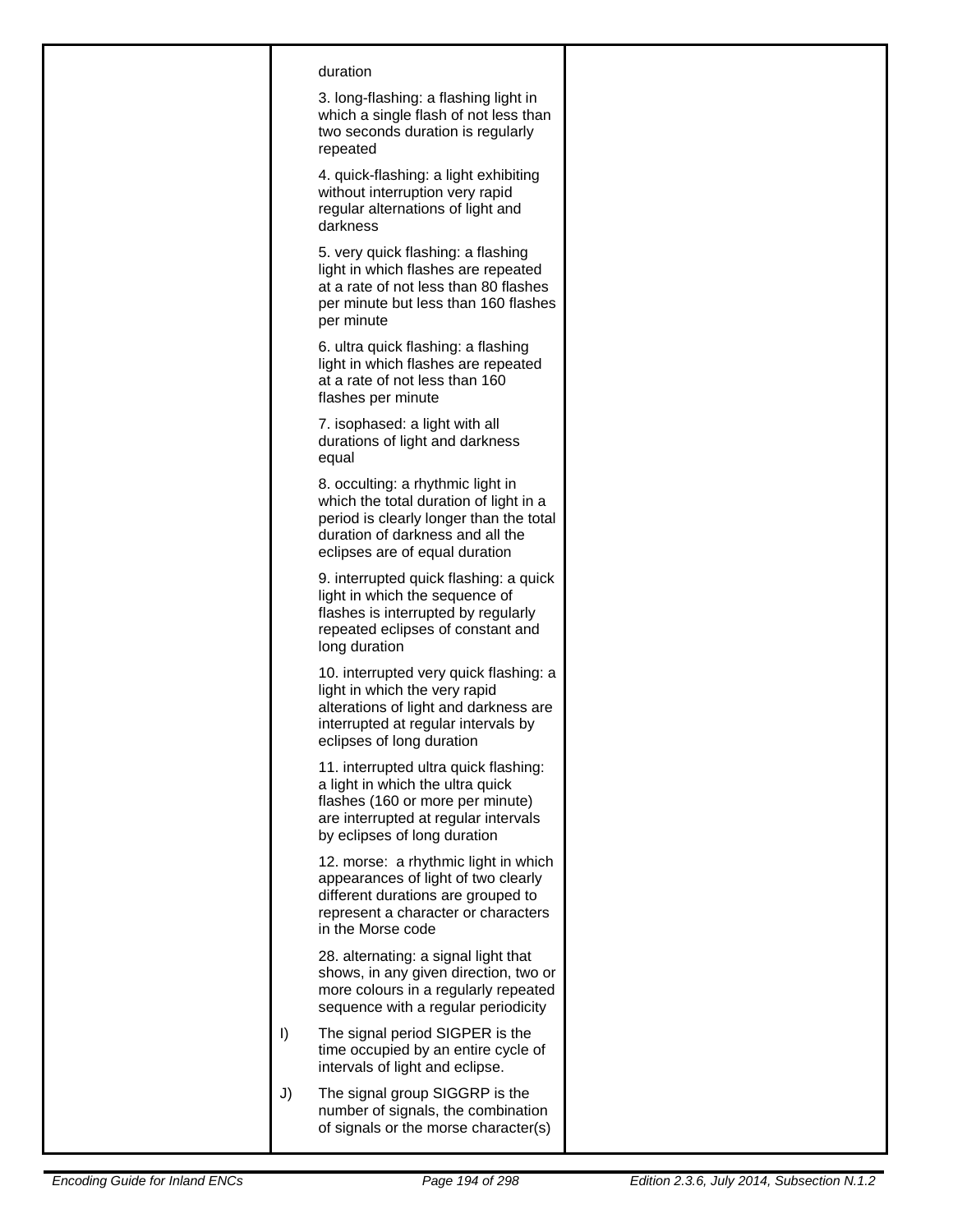| | | |
|---|---|---|
| | duration<br><br>3. long-flashing: a flashing light in which a single flash of not less than two seconds duration is regularly repeated<br><br>4. quick-flashing: a light exhibiting without interruption very rapid regular alternations of light and darkness<br><br>5. very quick flashing: a flashing light in which flashes are repeated at a rate of not less than 80 flashes per minute but less than 160 flashes per minute<br><br>6. ultra quick flashing: a flashing light in which flashes are repeated at a rate of not less than 160 flashes per minute<br><br>7. isophased: a light with all durations of light and darkness equal<br><br>8. occulting: a rhythmic light in which the total duration of light in a period is clearly longer than the total duration of darkness and all the eclipses are of equal duration<br><br>9. interrupted quick flashing: a quick light in which the sequence of flashes is interrupted by regularly repeated eclipses of constant and long duration<br><br>10. interrupted very quick flashing: a light in which the very rapid alterations of light and darkness are interrupted at regular intervals by eclipses of long duration<br><br>11. interrupted ultra quick flashing: a light in which the ultra quick flashes (160 or more per minute) are interrupted at regular intervals by eclipses of long duration<br><br>12. morse: a rhythmic light in which appearances of light of two clearly different durations are grouped to represent a character or characters in the Morse code<br><br>28. alternating: a signal light that shows, in any given direction, two or more colours in a regularly repeated sequence with a regular periodicity<br><br>I) The signal period SIGPER is the time occupied by an entire cycle of intervals of light and eclipse.<br><br>J) The signal group SIGGRP is the number of signals, the combination of signals or the morse character(s) | |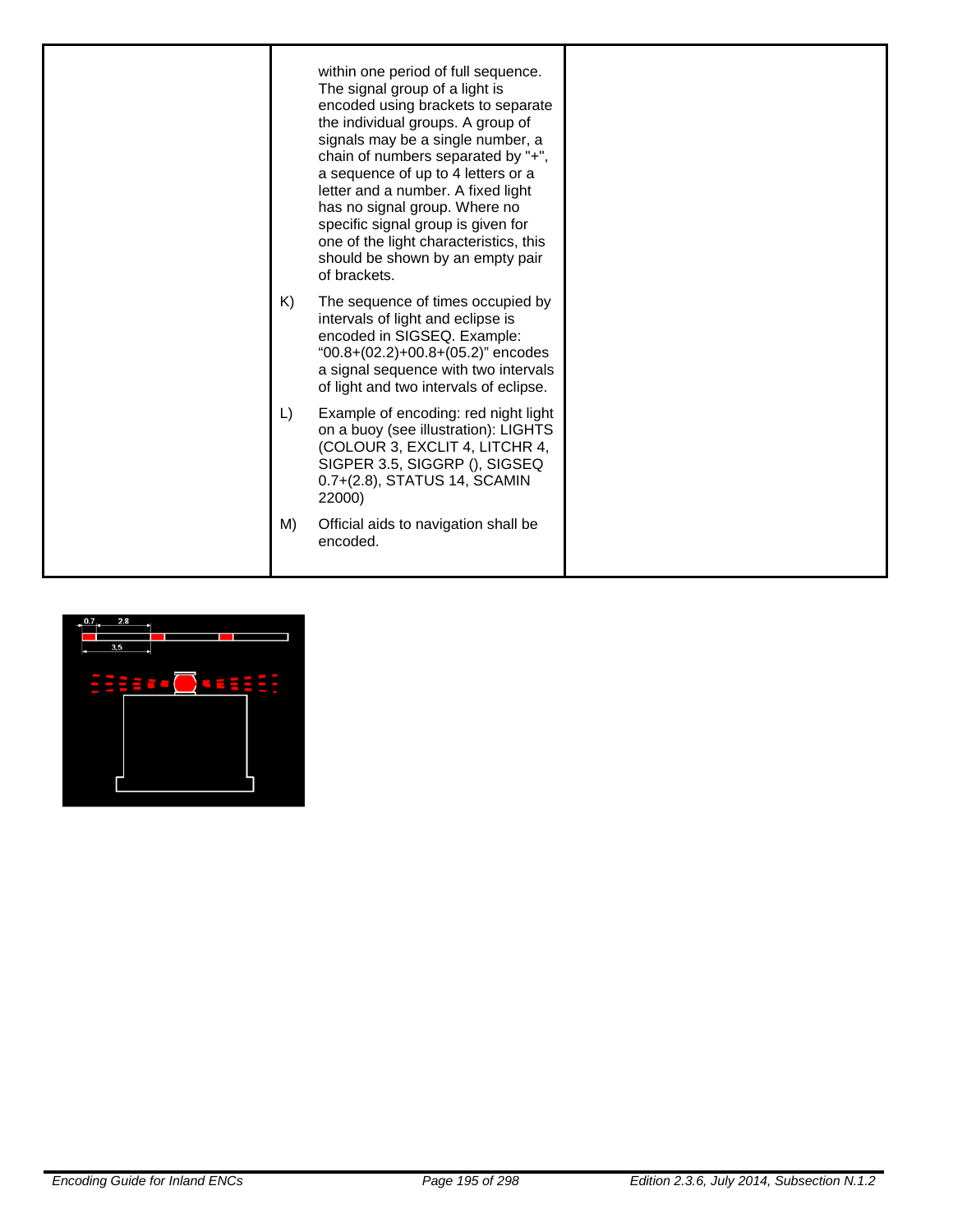| | | |
|---|---|---|
| | within one period of full sequence. The signal group of a light is encoded using brackets to separate the individual groups. A group of signals may be a single number, a chain of numbers separated by "+", a sequence of up to 4 letters or a letter and a number. A fixed light has no signal group. Where no specific signal group is given for one of the light characteristics, this should be shown by an empty pair of brackets.<br><br>K) The sequence of times occupied by intervals of light and eclipse is encoded in SIGSEQ. Example: "00.8+(02.2)+00.8+(05.2)" encodes a signal sequence with two intervals of light and two intervals of eclipse.<br><br>L) Example of encoding: red night light on a buoy (see illustration): LIGHTS (COLOUR 3, EXCLIT 4, LITCHR 4, SIGPER 3.5, SIGGRP (), SIGSEQ 0.7+(2.8), STATUS 14, SCAMIN 22000)<br><br>M) Official aids to navigation shall be encoded. | |

0.7
2.8
3.5